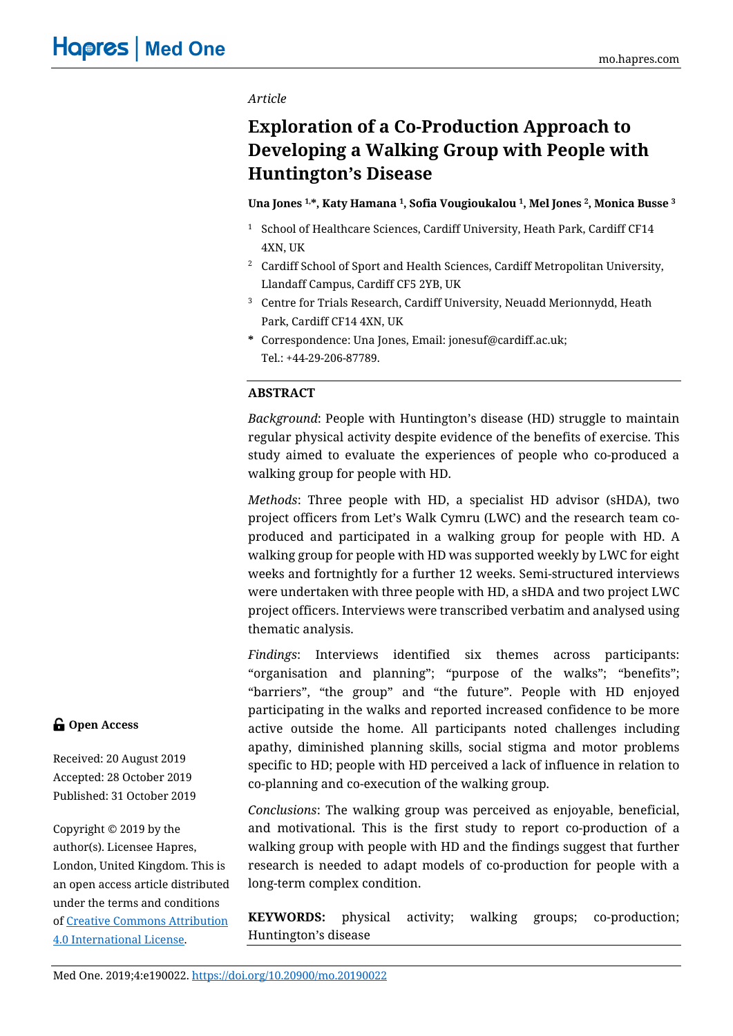*Article*

# Exploration of a Co-Production Approach to Developing a Walking Group with People with Huntington's Disease

**Una Jones [1,*], Katy Hamana [1], Sofia Vougioukalou [1], Mel Jones [2], Monica Busse [3]**

[1] School of Healthcare Sciences, Cardiff University, Heath Park, Cardiff CF14 4XN, UK

[2] Cardiff School of Sport and Health Sciences, Cardiff Metropolitan University, Llandaff Campus, Cardiff CF5 2YB, UK

[3] Centre for Trials Research, Cardiff University, Neuadd Merionnydd, Heath Park, Cardiff CF14 4XN, UK

[*] Correspondence: Una Jones, Email: jonesuf@cardiff.ac.uk; Tel.: +44-29-206-87789.

## ABSTRACT

*Background*: People with Huntington's disease (HD) struggle to maintain regular physical activity despite evidence of the benefits of exercise. This study aimed to evaluate the experiences of people who co-produced a walking group for people with HD.

*Methods*: Three people with HD, a specialist HD advisor (sHDA), two project officers from Let's Walk Cymru (LWC) and the research team co-produced and participated in a walking group for people with HD. A walking group for people with HD was supported weekly by LWC for eight weeks and fortnightly for a further 12 weeks. Semi-structured interviews were undertaken with three people with HD, a sHDA and two project LWC project officers. Interviews were transcribed verbatim and analysed using thematic analysis.

*Findings*: Interviews identified six themes across participants: "organisation and planning"; "purpose of the walks"; "benefits"; "barriers", "the group" and "the future". People with HD enjoyed participating in the walks and reported increased confidence to be more active outside the home. All participants noted challenges including apathy, diminished planning skills, social stigma and motor problems specific to HD; people with HD perceived a lack of influence in relation to co-planning and co-execution of the walking group.

*Conclusions*: The walking group was perceived as enjoyable, beneficial, and motivational. This is the first study to report co-production of a walking group with people with HD and the findings suggest that further research is needed to adapt models of co-production for people with a long-term complex condition.

**KEYWORDS:** physical activity; walking groups; co-production; Huntington's disease

**Open Access**

Received: 20 August 2019
Accepted: 28 October 2019
Published: 31 October 2019

Copyright © 2019 by the author(s). Licensee Hapres, London, United Kingdom. This is an open access article distributed under the terms and conditions of [Creative Commons Attribution 4.0 International License](https://creativecommons.org/licenses/by/4.0/).

Med One. 2019;4:e190022. https://doi.org/10.20900/mo.20190022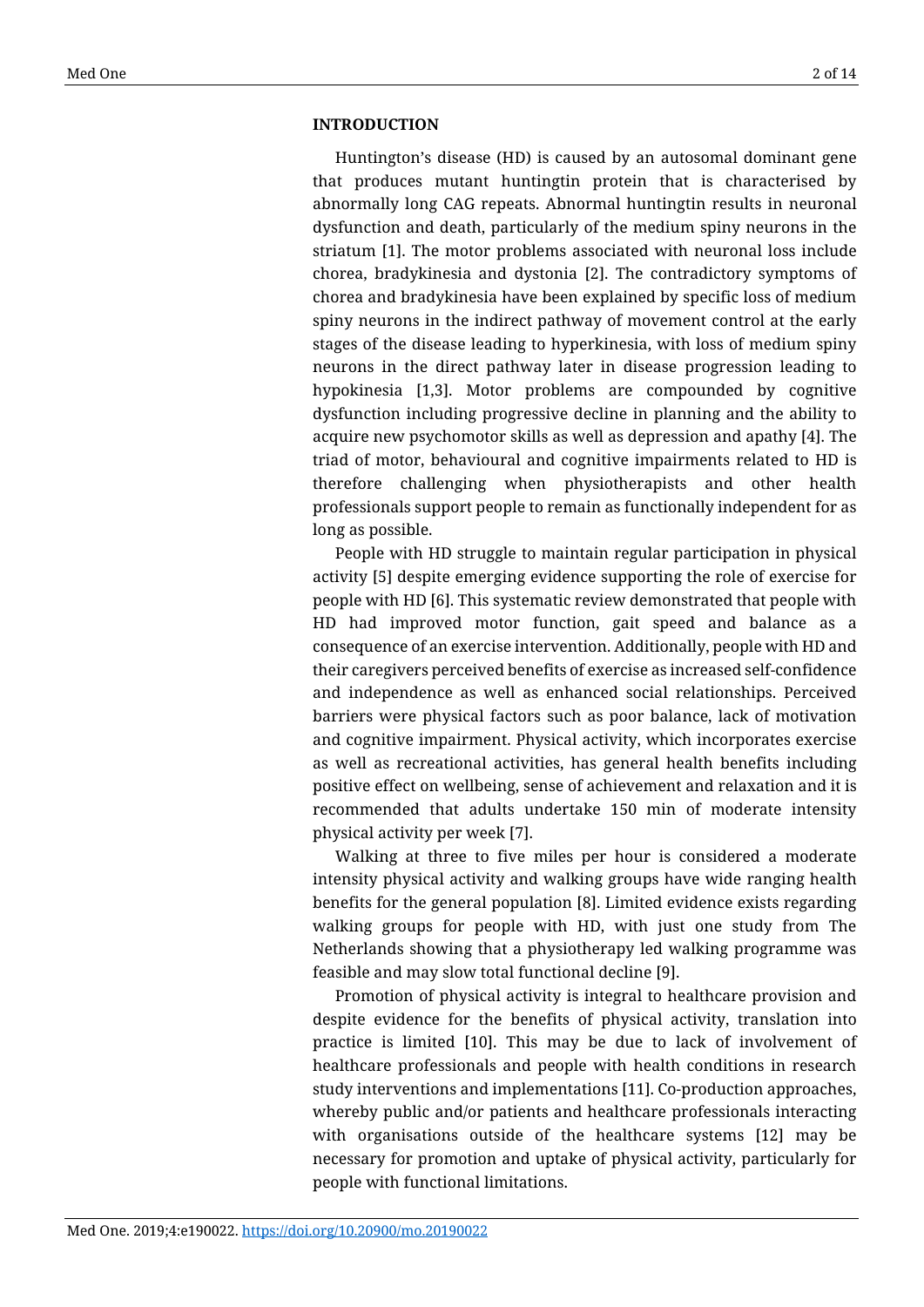## INTRODUCTION

Huntington's disease (HD) is caused by an autosomal dominant gene that produces mutant huntingtin protein that is characterised by abnormally long CAG repeats. Abnormal huntingtin results in neuronal dysfunction and death, particularly of the medium spiny neurons in the striatum [1]. The motor problems associated with neuronal loss include chorea, bradykinesia and dystonia [2]. The contradictory symptoms of chorea and bradykinesia have been explained by specific loss of medium spiny neurons in the indirect pathway of movement control at the early stages of the disease leading to hyperkinesia, with loss of medium spiny neurons in the direct pathway later in disease progression leading to hypokinesia [1,3]. Motor problems are compounded by cognitive dysfunction including progressive decline in planning and the ability to acquire new psychomotor skills as well as depression and apathy [4]. The triad of motor, behavioural and cognitive impairments related to HD is therefore challenging when physiotherapists and other health professionals support people to remain as functionally independent for as long as possible.

People with HD struggle to maintain regular participation in physical activity [5] despite emerging evidence supporting the role of exercise for people with HD [6]. This systematic review demonstrated that people with HD had improved motor function, gait speed and balance as a consequence of an exercise intervention. Additionally, people with HD and their caregivers perceived benefits of exercise as increased self-confidence and independence as well as enhanced social relationships. Perceived barriers were physical factors such as poor balance, lack of motivation and cognitive impairment. Physical activity, which incorporates exercise as well as recreational activities, has general health benefits including positive effect on wellbeing, sense of achievement and relaxation and it is recommended that adults undertake 150 min of moderate intensity physical activity per week [7].

Walking at three to five miles per hour is considered a moderate intensity physical activity and walking groups have wide ranging health benefits for the general population [8]. Limited evidence exists regarding walking groups for people with HD, with just one study from The Netherlands showing that a physiotherapy led walking programme was feasible and may slow total functional decline [9].

Promotion of physical activity is integral to healthcare provision and despite evidence for the benefits of physical activity, translation into practice is limited [10]. This may be due to lack of involvement of healthcare professionals and people with health conditions in research study interventions and implementations [11]. Co-production approaches, whereby public and/or patients and healthcare professionals interacting with organisations outside of the healthcare systems [12] may be necessary for promotion and uptake of physical activity, particularly for people with functional limitations.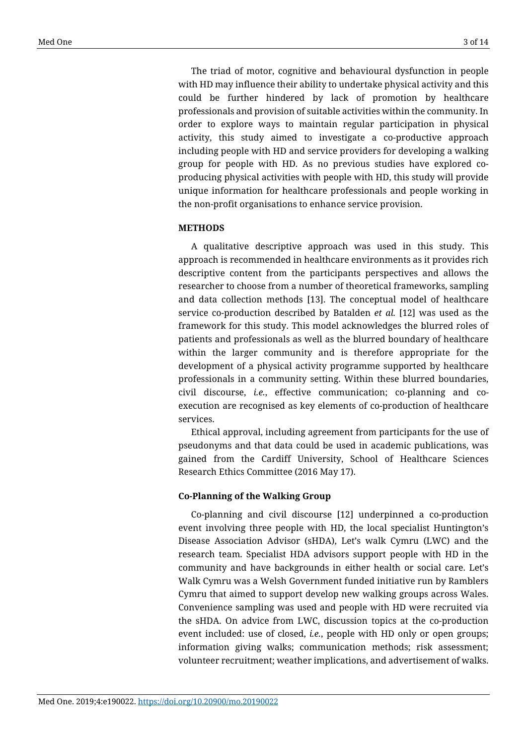The triad of motor, cognitive and behavioural dysfunction in people with HD may influence their ability to undertake physical activity and this could be further hindered by lack of promotion by healthcare professionals and provision of suitable activities within the community. In order to explore ways to maintain regular participation in physical activity, this study aimed to investigate a co-productive approach including people with HD and service providers for developing a walking group for people with HD. As no previous studies have explored co-producing physical activities with people with HD, this study will provide unique information for healthcare professionals and people working in the non-profit organisations to enhance service provision.

## METHODS

A qualitative descriptive approach was used in this study. This approach is recommended in healthcare environments as it provides rich descriptive content from the participants perspectives and allows the researcher to choose from a number of theoretical frameworks, sampling and data collection methods [13]. The conceptual model of healthcare service co-production described by Batalden *et al.* [12] was used as the framework for this study. This model acknowledges the blurred roles of patients and professionals as well as the blurred boundary of healthcare within the larger community and is therefore appropriate for the development of a physical activity programme supported by healthcare professionals in a community setting. Within these blurred boundaries, civil discourse, *i.e.*, effective communication; co-planning and co-execution are recognised as key elements of co-production of healthcare services.

Ethical approval, including agreement from participants for the use of pseudonyms and that data could be used in academic publications, was gained from the Cardiff University, School of Healthcare Sciences Research Ethics Committee (2016 May 17).

### Co-Planning of the Walking Group

Co-planning and civil discourse [12] underpinned a co-production event involving three people with HD, the local specialist Huntington's Disease Association Advisor (sHDA), Let's walk Cymru (LWC) and the research team. Specialist HDA advisors support people with HD in the community and have backgrounds in either health or social care. Let's Walk Cymru was a Welsh Government funded initiative run by Ramblers Cymru that aimed to support develop new walking groups across Wales. Convenience sampling was used and people with HD were recruited via the sHDA. On advice from LWC, discussion topics at the co-production event included: use of closed, *i.e.*, people with HD only or open groups; information giving walks; communication methods; risk assessment; volunteer recruitment; weather implications, and advertisement of walks.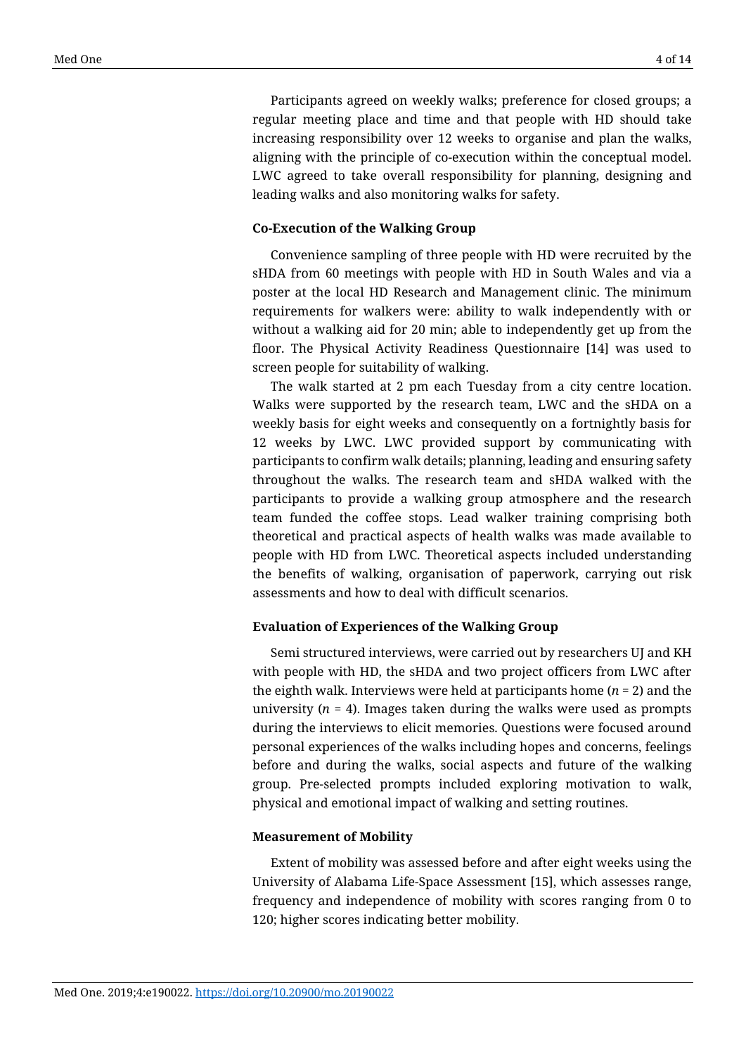Participants agreed on weekly walks; preference for closed groups; a regular meeting place and time and that people with HD should take increasing responsibility over 12 weeks to organise and plan the walks, aligning with the principle of co-execution within the conceptual model. LWC agreed to take overall responsibility for planning, designing and leading walks and also monitoring walks for safety.

### Co-Execution of the Walking Group

Convenience sampling of three people with HD were recruited by the sHDA from 60 meetings with people with HD in South Wales and via a poster at the local HD Research and Management clinic. The minimum requirements for walkers were: ability to walk independently with or without a walking aid for 20 min; able to independently get up from the floor. The Physical Activity Readiness Questionnaire [14] was used to screen people for suitability of walking.

The walk started at 2 pm each Tuesday from a city centre location. Walks were supported by the research team, LWC and the sHDA on a weekly basis for eight weeks and consequently on a fortnightly basis for 12 weeks by LWC. LWC provided support by communicating with participants to confirm walk details; planning, leading and ensuring safety throughout the walks. The research team and sHDA walked with the participants to provide a walking group atmosphere and the research team funded the coffee stops. Lead walker training comprising both theoretical and practical aspects of health walks was made available to people with HD from LWC. Theoretical aspects included understanding the benefits of walking, organisation of paperwork, carrying out risk assessments and how to deal with difficult scenarios.

### Evaluation of Experiences of the Walking Group

Semi structured interviews, were carried out by researchers UJ and KH with people with HD, the sHDA and two project officers from LWC after the eighth walk. Interviews were held at participants home ($n$ = 2) and the university ($n$ = 4). Images taken during the walks were used as prompts during the interviews to elicit memories. Questions were focused around personal experiences of the walks including hopes and concerns, feelings before and during the walks, social aspects and future of the walking group. Pre-selected prompts included exploring motivation to walk, physical and emotional impact of walking and setting routines.

### Measurement of Mobility

Extent of mobility was assessed before and after eight weeks using the University of Alabama Life-Space Assessment [15], which assesses range, frequency and independence of mobility with scores ranging from 0 to 120; higher scores indicating better mobility.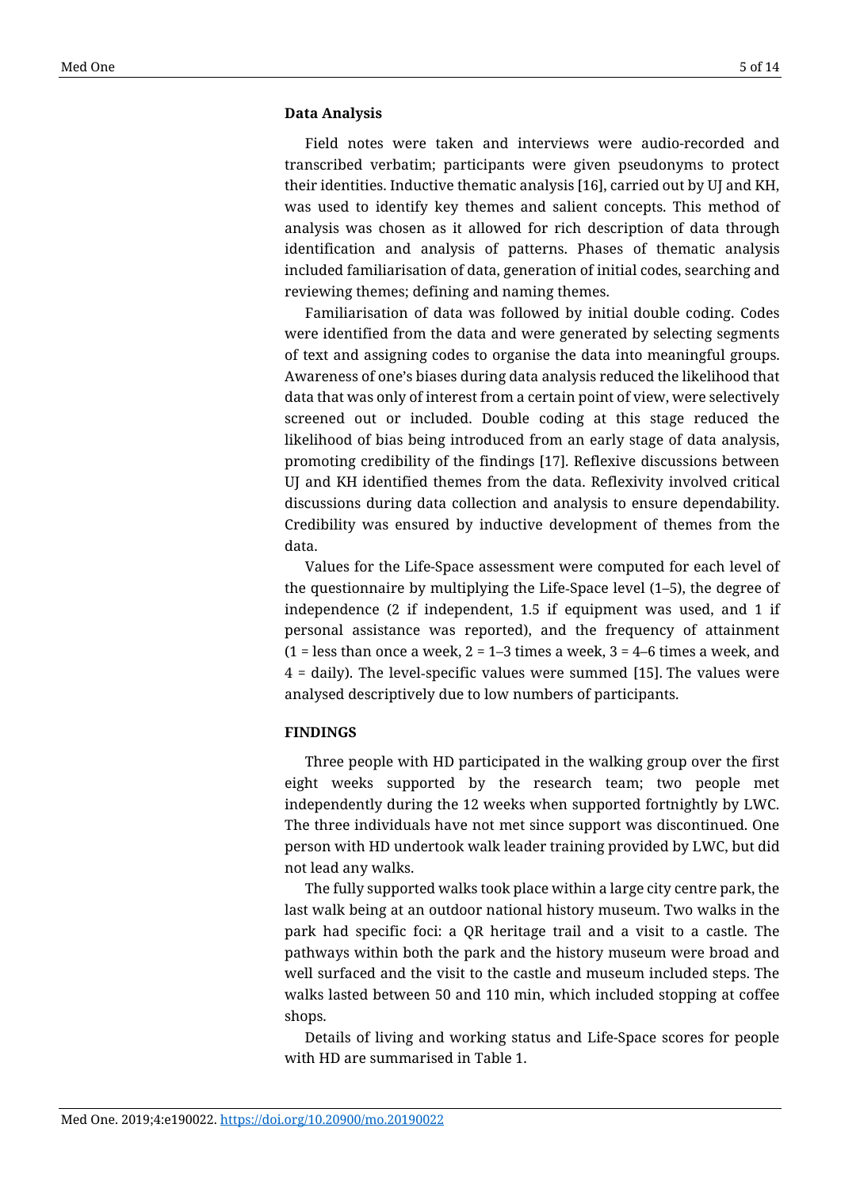### Data Analysis

Field notes were taken and interviews were audio-recorded and transcribed verbatim; participants were given pseudonyms to protect their identities. Inductive thematic analysis [16], carried out by UJ and KH, was used to identify key themes and salient concepts. This method of analysis was chosen as it allowed for rich description of data through identification and analysis of patterns. Phases of thematic analysis included familiarisation of data, generation of initial codes, searching and reviewing themes; defining and naming themes.

Familiarisation of data was followed by initial double coding. Codes were identified from the data and were generated by selecting segments of text and assigning codes to organise the data into meaningful groups. Awareness of one's biases during data analysis reduced the likelihood that data that was only of interest from a certain point of view, were selectively screened out or included. Double coding at this stage reduced the likelihood of bias being introduced from an early stage of data analysis, promoting credibility of the findings [17]. Reflexive discussions between UJ and KH identified themes from the data. Reflexivity involved critical discussions during data collection and analysis to ensure dependability. Credibility was ensured by inductive development of themes from the data.

Values for the Life-Space assessment were computed for each level of the questionnaire by multiplying the Life-Space level (1–5), the degree of independence (2 if independent, 1.5 if equipment was used, and 1 if personal assistance was reported), and the frequency of attainment (1 = less than once a week, 2 = 1–3 times a week, 3 = 4–6 times a week, and 4 = daily). The level-specific values were summed [15]. The values were analysed descriptively due to low numbers of participants.

## FINDINGS

Three people with HD participated in the walking group over the first eight weeks supported by the research team; two people met independently during the 12 weeks when supported fortnightly by LWC. The three individuals have not met since supported was discontinued. One person with HD undertook walk leader training provided by LWC, but did not lead any walks.

The fully supported walks took place within a large city centre park, the last walk being at an outdoor national history museum. Two walks in the park had specific foci: a QR heritage trail and a visit to a castle. The pathways within both the park and the history museum were broad and well surfaced and the visit to the castle and museum included steps. The walks lasted between 50 and 110 min, which included stopping at coffee shops.

Details of living and working status and Life-Space scores for people with HD are summarised in Table 1.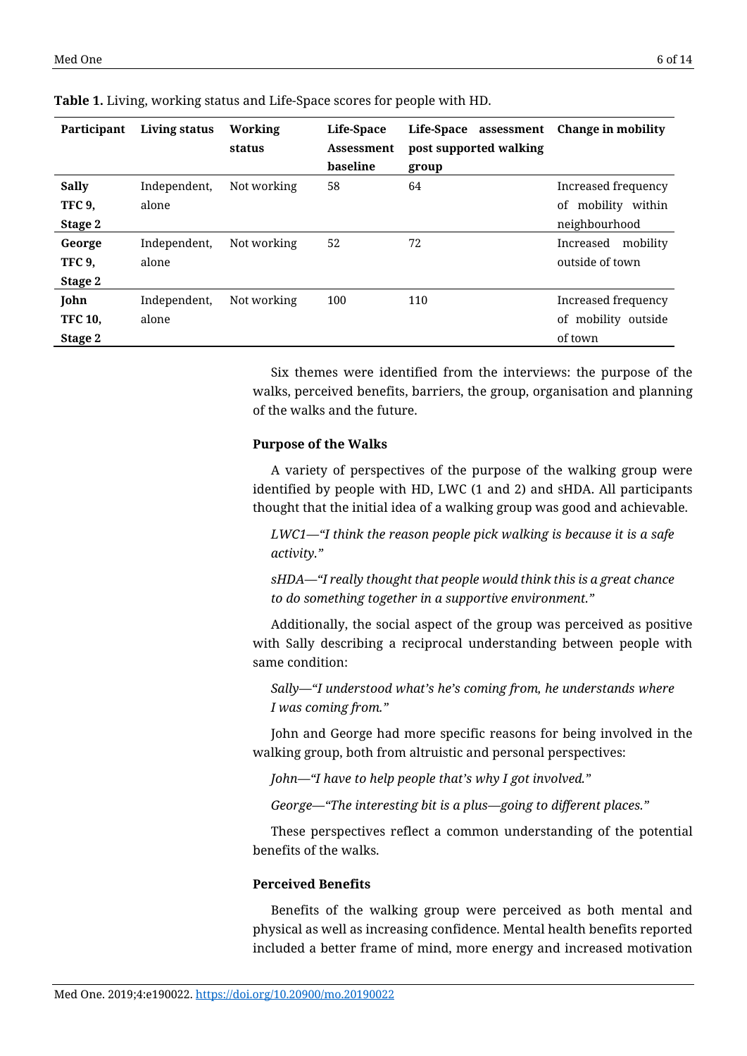**Table 1.** Living, working status and Life-Space scores for people with HD.

| Participant | Living status | Working status | Life-Space Assessment baseline | Life-Space assessment post supported walking group | Change in mobility |
|---|---|---|---|---|---|
| **Sally TFC 9, Stage 2** | Independent, alone | Not working | 58 | 64 | Increased frequency of mobility within neighbourhood |
| **George TFC 9, Stage 2** | Independent, alone | Not working | 52 | 72 | Increased mobility outside of town |
| **John TFC 10, Stage 2** | Independent, alone | Not working | 100 | 110 | Increased frequency of mobility outside of town |

Six themes were identified from the interviews: the purpose of the walks, perceived benefits, barriers, the group, organisation and planning of the walks and the future.

### Purpose of the Walks

A variety of perspectives of the purpose of the walking group were identified by people with HD, LWC (1 and 2) and sHDA. All participants thought that the initial idea of a walking group was good and achievable.

*LWC1—"I think the reason people pick walking is because it is a safe activity."*

*sHDA—"I really thought that people would think this is a great chance to do something together in a supportive environment."*

Additionally, the social aspect of the group was perceived as positive with Sally describing a reciprocal understanding between people with same condition:

*Sally—"I understood what's he's coming from, he understands where I was coming from."*

John and George had more specific reasons for being involved in the walking group, both from altruistic and personal perspectives:

*John—"I have to help people that's why I got involved."*

*George—"The interesting bit is a plus—going to different places."*

These perspectives reflect a common understanding of the potential benefits of the walks.

### Perceived Benefits

Benefits of the walking group were perceived as both mental and physical as well as increasing confidence. Mental health benefits reported included a better frame of mind, more energy and increased motivation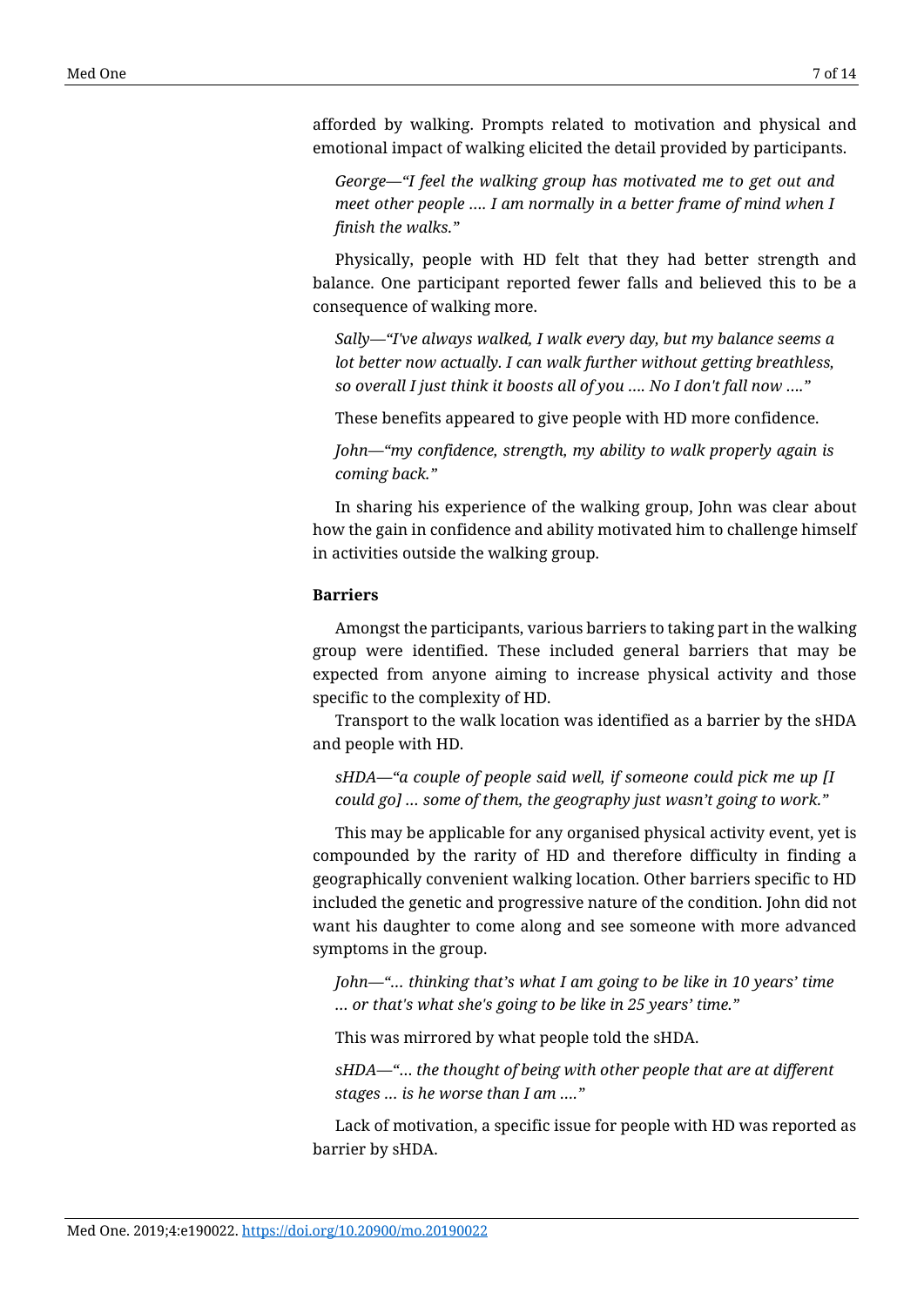afforded by walking. Prompts related to motivation and physical and emotional impact of walking elicited the detail provided by participants.

> *George—"I feel the walking group has motivated me to get out and meet other people …. I am normally in a better frame of mind when I finish the walks."*

Physically, people with HD felt that they had better strength and balance. One participant reported fewer falls and believed this to be a consequence of walking more.

> *Sally—"I've always walked, I walk every day, but my balance seems a lot better now actually. I can walk further without getting breathless, so overall I just think it boosts all of you …. No I don't fall now …."*

These benefits appeared to give people with HD more confidence.

> *John—"my confidence, strength, my ability to walk properly again is coming back."*

In sharing his experience of the walking group, John was clear about how the gain in confidence and ability motivated him to challenge himself in activities outside the walking group.

**Barriers**

Amongst the participants, various barriers to taking part in the walking group were identified. These included general barriers that may be expected from anyone aiming to increase physical activity and those specific to the complexity of HD.

Transport to the walk location was identified as a barrier by the sHDA and people with HD.

> *sHDA—"a couple of people said well, if someone could pick me up [I could go] … some of them, the geography just wasn't going to work."*

This may be applicable for any organised physical activity event, yet is compounded by the rarity of HD and therefore difficulty in finding a geographically convenient walking location. Other barriers specific to HD included the genetic and progressive nature of the condition. John did not want his daughter to come along and see someone with more advanced symptoms in the group.

> *John—"… thinking that's what I am going to be like in 10 years' time … or that's what she's going to be like in 25 years' time."*

This was mirrored by what people told the sHDA.

> *sHDA—"… the thought of being with other people that are at different stages … is he worse than I am …."*

Lack of motivation, a specific issue for people with HD was reported as barrier by sHDA.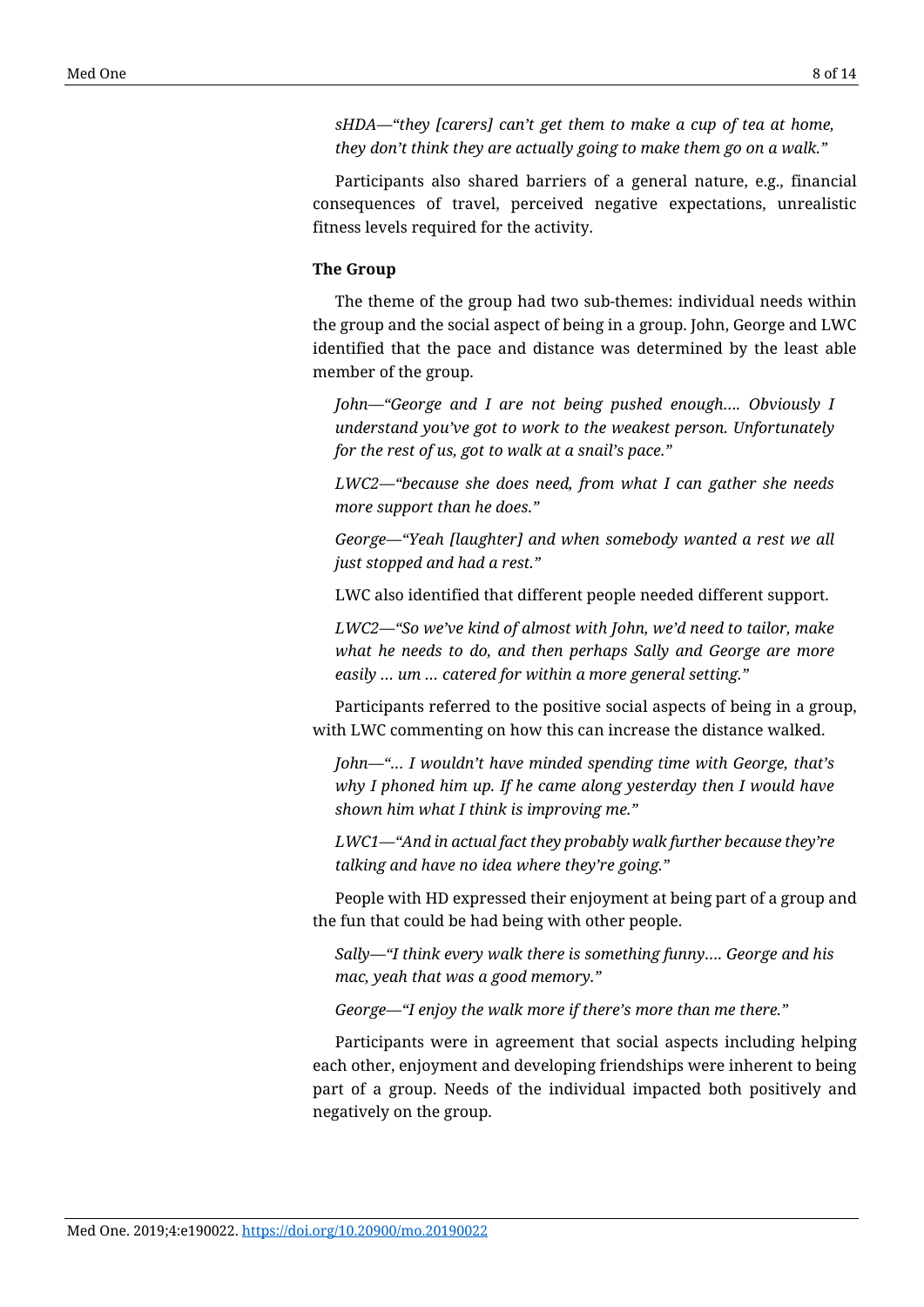*sHDA—"they [carers] can't get them to make a cup of tea at home, they don't think they are actually going to make them go on a walk."*

Participants also shared barriers of a general nature, e.g., financial consequences of travel, perceived negative expectations, unrealistic fitness levels required for the activity.

**The Group**

The theme of the group had two sub-themes: individual needs within the group and the social aspect of being in a group. John, George and LWC identified that the pace and distance was determined by the least able member of the group.

*John—"George and I are not being pushed enough.... Obviously I understand you've got to work to the weakest person. Unfortunately for the rest of us, got to walk at a snail's pace."*

*LWC2—"because she does need, from what I can gather she needs more support than he does."*

*George—"Yeah [laughter] and when somebody wanted a rest we all just stopped and had a rest."*

LWC also identified that different people needed different support.

*LWC2—"So we've kind of almost with John, we'd need to tailor, make what he needs to do, and then perhaps Sally and George are more easily ... um ... catered for within a more general setting."*

Participants referred to the positive social aspects of being in a group, with LWC commenting on how this can increase the distance walked.

*John—"... I wouldn't have minded spending time with George, that's why I phoned him up. If he came along yesterday then I would have shown him what I think is improving me."*

*LWC1—"And in actual fact they probably walk further because they're talking and have no idea where they're going."*

People with HD expressed their enjoyment at being part of a group and the fun that could be had being with other people.

*Sally—"I think every walk there is something funny.... George and his mac, yeah that was a good memory."*

*George—"I enjoy the walk more if there's more than me there."*

Participants were in agreement that social aspects including helping each other, enjoyment and developing friendships were inherent to being part of a group. Needs of the individual impacted both positively and negatively on the group.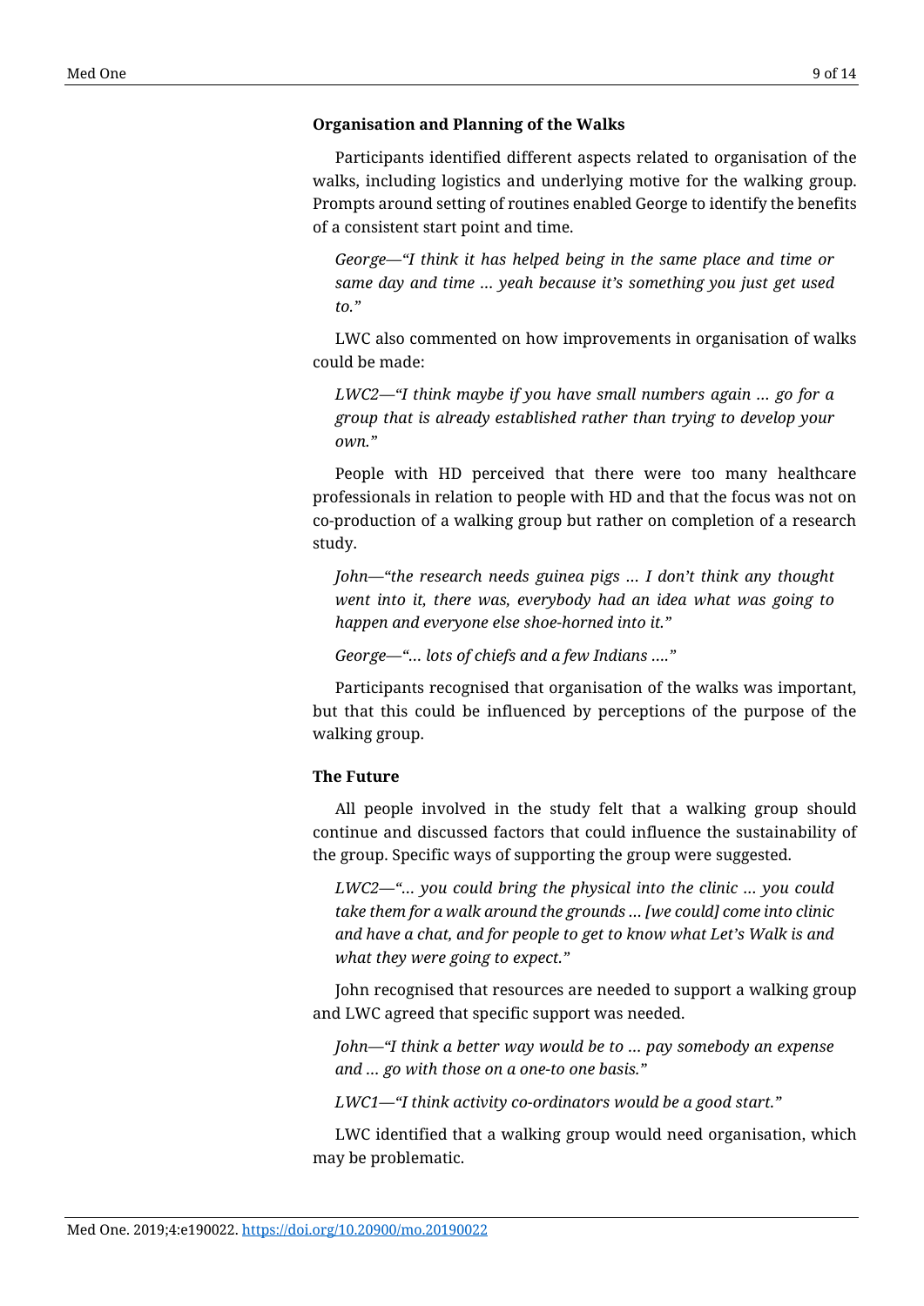### Organisation and Planning of the Walks

Participants identified different aspects related to organisation of the walks, including logistics and underlying motive for the walking group. Prompts around setting of routines enabled George to identify the benefits of a consistent start point and time.

> *George—"I think it has helped being in the same place and time or same day and time … yeah because it's something you just get used to."*

LWC also commented on how improvements in organisation of walks could be made:

> *LWC2—"I think maybe if you have small numbers again … go for a group that is already established rather than trying to develop your own."*

People with HD perceived that there were too many healthcare professionals in relation to people with HD and that the focus was not on co-production of a walking group but rather on completion of a research study.

> *John—"the research needs guinea pigs … I don't think any thought went into it, there was, everybody had an idea what was going to happen and everyone else shoe-horned into it."*

> *George—"… lots of chiefs and a few Indians …."*

Participants recognised that organisation of the walks was important, but that this could be influenced by perceptions of the purpose of the walking group.

### The Future

All people involved in the study felt that a walking group should continue and discussed factors that could influence the sustainability of the group. Specific ways of supporting the group were suggested.

> *LWC2—"… you could bring the physical into the clinic … you could take them for a walk around the grounds … [we could] come into clinic and have a chat, and for people to get to know what Let's Walk is and what they were going to expect."*

John recognised that resources are needed to support a walking group and LWC agreed that specific support was needed.

> *John—"I think a better way would be to … pay somebody an expense and … go with those on a one-to one basis."*

> *LWC1—"I think activity co-ordinators would be a good start."*

LWC identified that a walking group would need organisation, which may be problematic.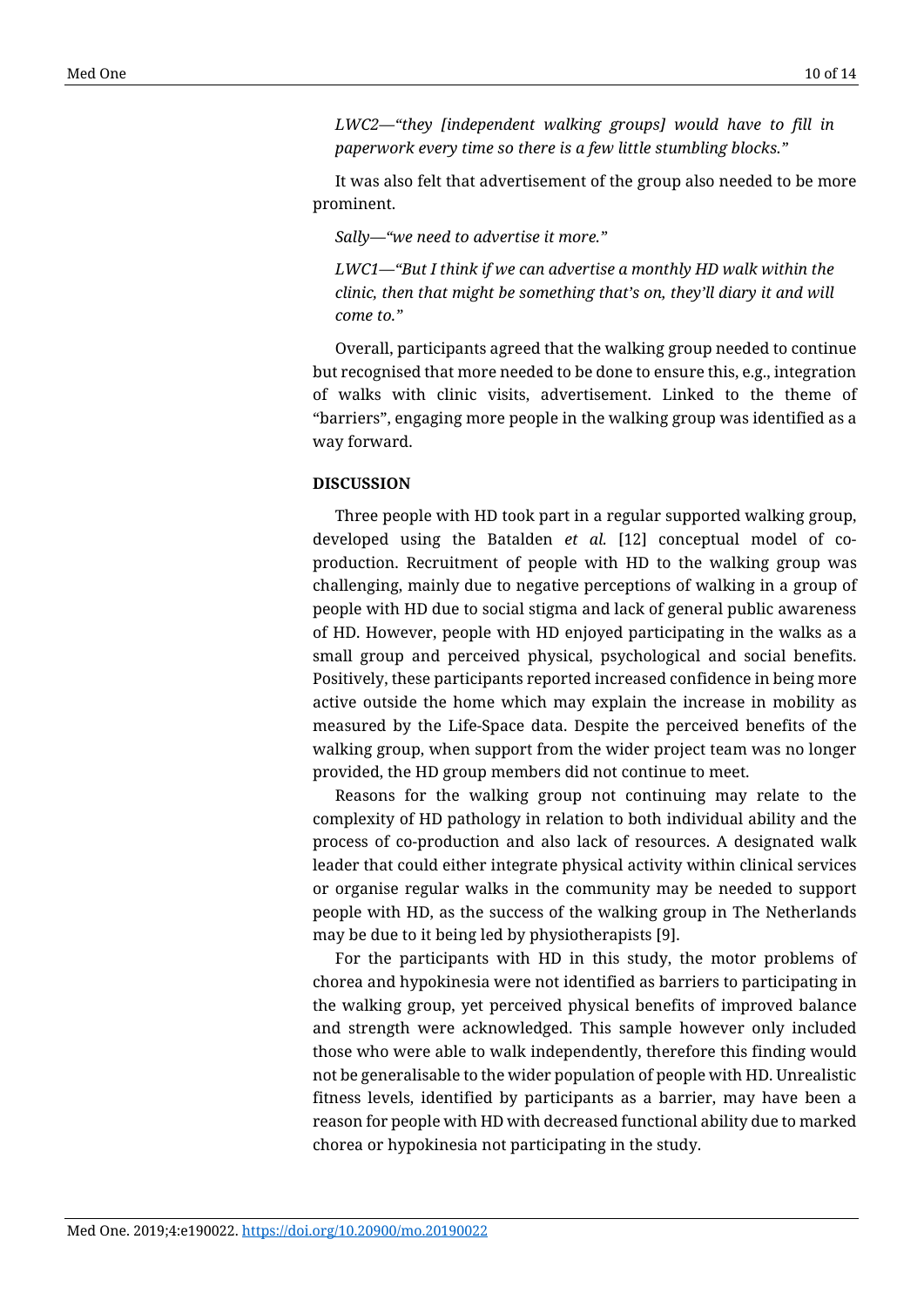*LWC2—"they [independent walking groups] would have to fill in paperwork every time so there is a few little stumbling blocks."*

It was also felt that advertisement of the group also needed to be more prominent.

*Sally—"we need to advertise it more."*

*LWC1—"But I think if we can advertise a monthly HD walk within the clinic, then that might be something that's on, they'll diary it and will come to."*

Overall, participants agreed that the walking group needed to continue but recognised that more needed to be done to ensure this, e.g., integration of walks with clinic visits, advertisement. Linked to the theme of "barriers", engaging more people in the walking group was identified as a way forward.

## DISCUSSION

Three people with HD took part in a regular supported walking group, developed using the Batalden *et al.* [12] conceptual model of co-production. Recruitment of people with HD to the walking group was challenging, mainly due to negative perceptions of walking in a group of people with HD due to social stigma and lack of general public awareness of HD. However, people with HD enjoyed participating in the walks as a small group and perceived physical, psychological and social benefits. Positively, these participants reported increased confidence in being more active outside the home which may explain the increase in mobility as measured by the Life-Space data. Despite the perceived benefits of the walking group, when support from the wider project team was no longer provided, the HD group members did not continue to meet.

Reasons for the walking group not continuing may relate to the complexity of HD pathology in relation to both individual ability and the process of co-production and also lack of resources. A designated walk leader that could either integrate physical activity within clinical services or organise regular walks in the community may be needed to support people with HD, as the success of the walking group in The Netherlands may be due to it being led by physiotherapists [9].

For the participants with HD in this study, the motor problems of chorea and hypokinesia were not identified as barriers to participating in the walking group, yet perceived physical benefits of improved balance and strength were acknowledged. This sample however only included those who were able to walk independently, therefore this finding would not be generalisable to the wider population of people with HD. Unrealistic fitness levels, identified by participants as a barrier, may have been a reason for people with HD with decreased functional ability due to marked chorea or hypokinesia not participating in the study.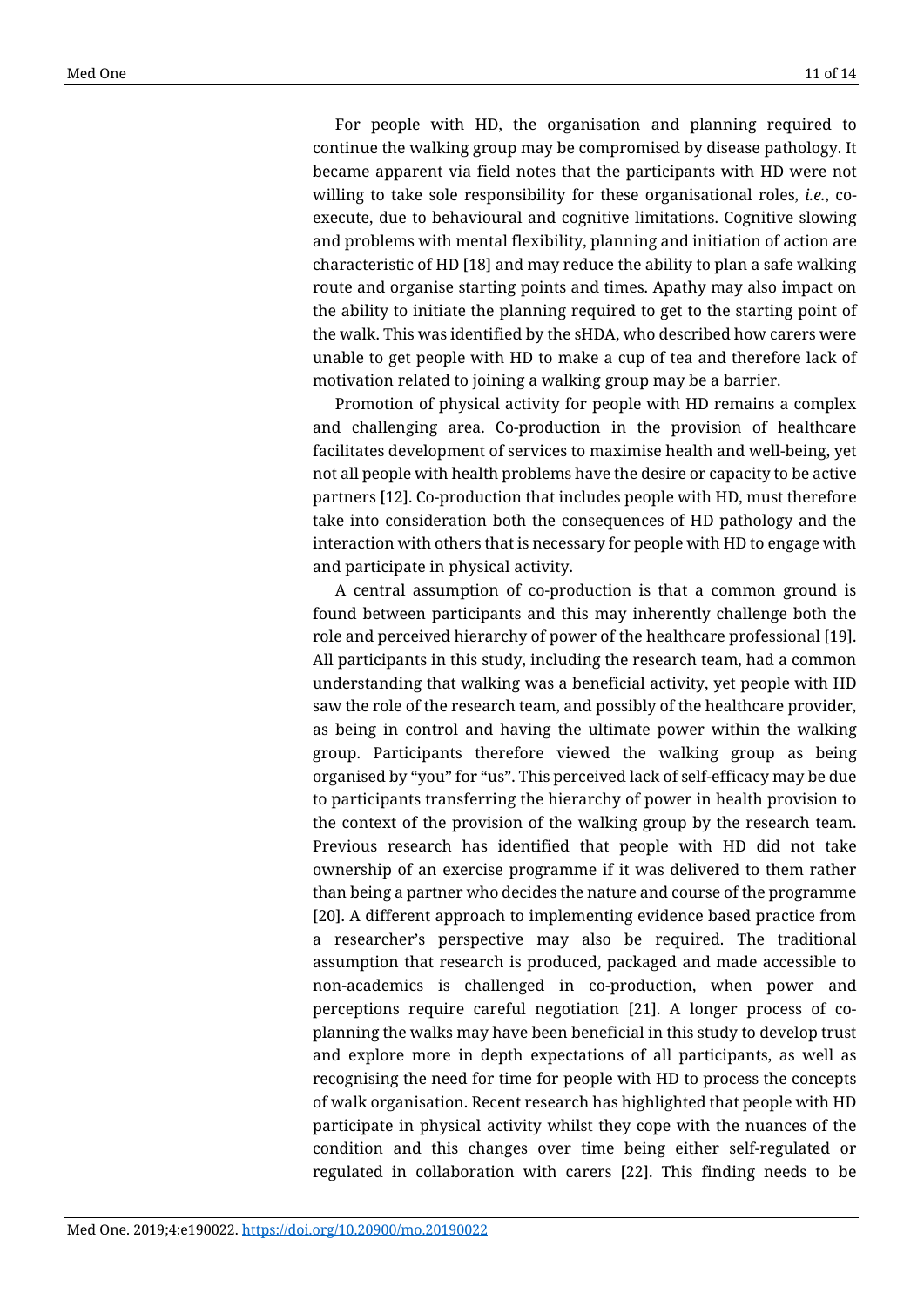For people with HD, the organisation and planning required to continue the walking group may be compromised by disease pathology. It became apparent via field notes that the participants with HD were not willing to take sole responsibility for these organisational roles, *i.e.*, co-execute, due to behavioural and cognitive limitations. Cognitive slowing and problems with mental flexibility, planning and initiation of action are characteristic of HD [18] and may reduce the ability to plan a safe walking route and organise starting points and times. Apathy may also impact on the ability to initiate the planning required to get to the starting point of the walk. This was identified by the sHDA, who described how carers were unable to get people with HD to make a cup of tea and therefore lack of motivation related to joining a walking group may be a barrier.

Promotion of physical activity for people with HD remains a complex and challenging area. Co-production in the provision of healthcare facilitates development of services to maximise health and well-being, yet not all people with health problems have the desire or capacity to be active partners [12]. Co-production that includes people with HD, must therefore take into consideration both the consequences of HD pathology and the interaction with others that is necessary for people with HD to engage with and participate in physical activity.

A central assumption of co-production is that a common ground is found between participants and this may inherently challenge both the role and perceived hierarchy of power of the healthcare professional [19]. All participants in this study, including the research team, had a common understanding that walking was a beneficial activity, yet people with HD saw the role of the research team, and possibly of the healthcare provider, as being in control and having the ultimate power within the walking group. Participants therefore viewed the walking group as being organised by "you" for "us". This perceived lack of self-efficacy may be due to participants transferring the hierarchy of power in health provision to the context of the provision of the walking group by the research team. Previous research has identified that people with HD did not take ownership of an exercise programme if it was delivered to them rather than being a partner who decides the nature and course of the programme [20]. A different approach to implementing evidence based practice from a researcher's perspective may also be required. The traditional assumption that research is produced, packaged and made accessible to non-academics is challenged in co-production, when power and perceptions require careful negotiation [21]. A longer process of co-planning the walks may have been beneficial in this study to develop trust and explore more in depth expectations of all participants, as well as recognising the need for time for people with HD to process the concepts of walk organisation. Recent research has highlighted that people with HD participate in physical activity whilst they cope with the nuances of the condition and this changes over time being either self-regulated or regulated in collaboration with carers [22]. This finding needs to be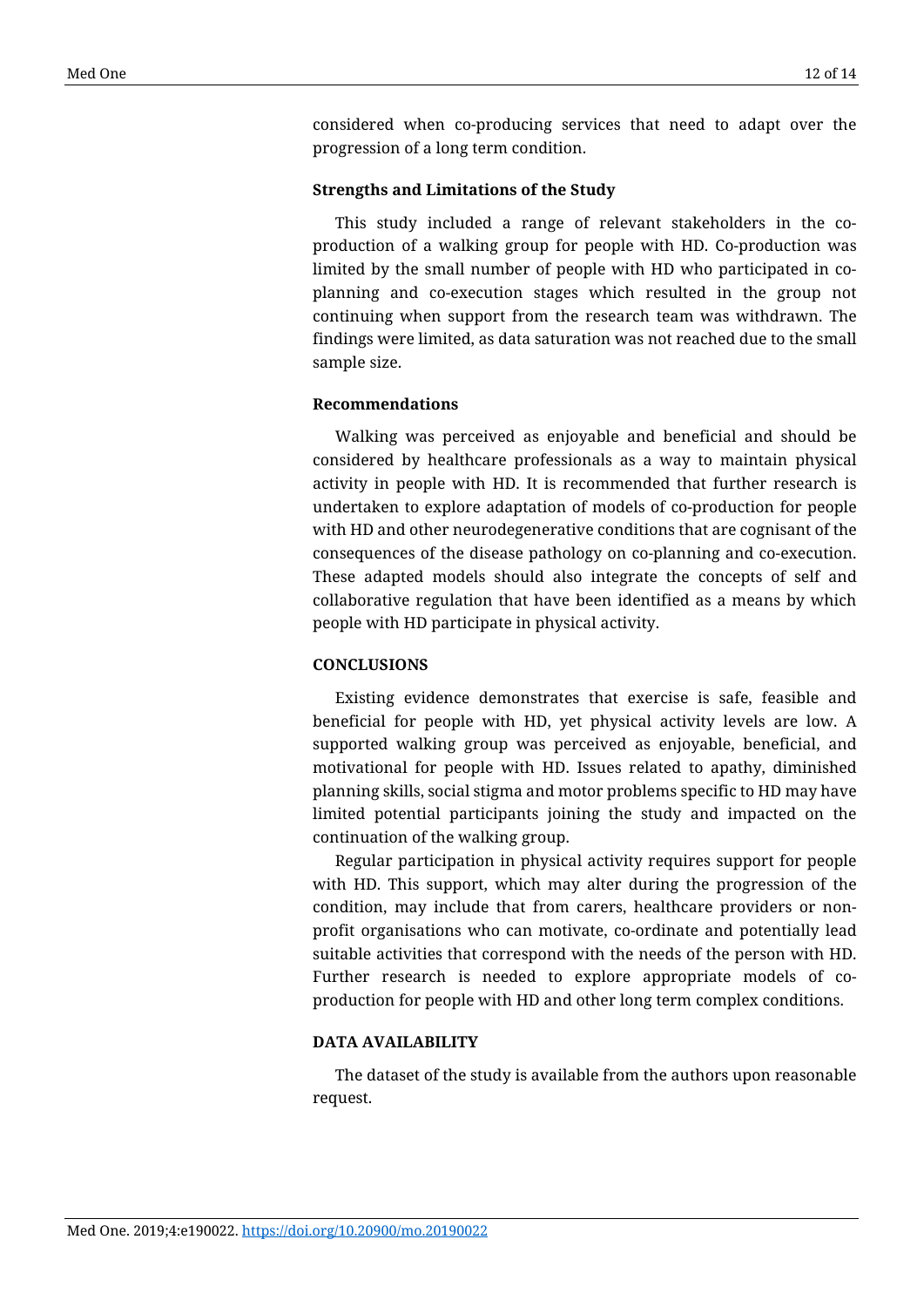considered when co-producing services that need to adapt over the progression of a long term condition.

### Strengths and Limitations of the Study

This study included a range of relevant stakeholders in the co-production of a walking group for people with HD. Co-production was limited by the small number of people with HD who participated in co-planning and co-execution stages which resulted in the group not continuing when support from the research team was withdrawn. The findings were limited, as data saturation was not reached due to the small sample size.

### Recommendations

Walking was perceived as enjoyable and beneficial and should be considered by healthcare professionals as a way to maintain physical activity in people with HD. It is recommended that further research is undertaken to explore adaptation of models of co-production for people with HD and other neurodegenerative conditions that are cognisant of the consequences of the disease pathology on co-planning and co-execution. These adapted models should also integrate the concepts of self and collaborative regulation that have been identified as a means by which people with HD participate in physical activity.

## CONCLUSIONS

Existing evidence demonstrates that exercise is safe, feasible and beneficial for people with HD, yet physical activity levels are low. A supported walking group was perceived as enjoyable, beneficial, and motivational for people with HD. Issues related to apathy, diminished planning skills, social stigma and motor problems specific to HD may have limited potential participants joining the study and impacted on the continuation of the walking group.

Regular participation in physical activity requires support for people with HD. This support, which may alter during the progression of the condition, may include that from carers, healthcare providers or non-profit organisations who can motivate, co-ordinate and potentially lead suitable activities that correspond with the needs of the person with HD. Further research is needed to explore appropriate models of co-production for people with HD and other long term complex conditions.

## DATA AVAILABILITY

The dataset of the study is available from the authors upon reasonable request.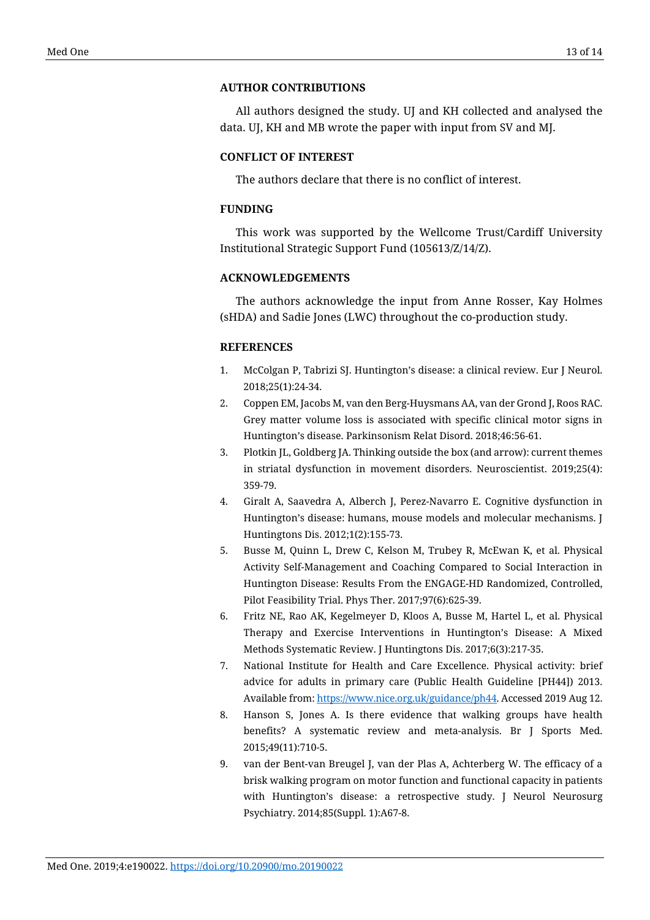## AUTHOR CONTRIBUTIONS

All authors designed the study. UJ and KH collected and analysed the data. UJ, KH and MB wrote the paper with input from SV and MJ.

## CONFLICT OF INTEREST

The authors declare that there is no conflict of interest.

## FUNDING

This work was supported by the Wellcome Trust/Cardiff University Institutional Strategic Support Fund (105613/Z/14/Z).

## ACKNOWLEDGEMENTS

The authors acknowledge the input from Anne Rosser, Kay Holmes (sHDA) and Sadie Jones (LWC) throughout the co-production study.

## REFERENCES

1. McColgan P, Tabrizi SJ. Huntington's disease: a clinical review. Eur J Neurol. 2018;25(1):24-34.
2. Coppen EM, Jacobs M, van den Berg-Huysmans AA, van der Grond J, Roos RAC. Grey matter volume loss is associated with specific clinical motor signs in Huntington's disease. Parkinsonism Relat Disord. 2018;46:56-61.
3. Plotkin JL, Goldberg JA. Thinking outside the box (and arrow): current themes in striatal dysfunction in movement disorders. Neuroscientist. 2019;25(4): 359-79.
4. Giralt A, Saavedra A, Alberch J, Perez-Navarro E. Cognitive dysfunction in Huntington's disease: humans, mouse models and molecular mechanisms. J Huntingtons Dis. 2012;1(2):155-73.
5. Busse M, Quinn L, Drew C, Kelson M, Trubey R, McEwan K, et al. Physical Activity Self-Management and Coaching Compared to Social Interaction in Huntington Disease: Results From the ENGAGE-HD Randomized, Controlled, Pilot Feasibility Trial. Phys Ther. 2017;97(6):625-39.
6. Fritz NE, Rao AK, Kegelmeyer D, Kloos A, Busse M, Hartel L, et al. Physical Therapy and Exercise Interventions in Huntington's Disease: A Mixed Methods Systematic Review. J Huntingtons Dis. 2017;6(3):217-35.
7. National Institute for Health and Care Excellence. Physical activity: brief advice for adults in primary care (Public Health Guideline [PH44]) 2013. Available from: https://www.nice.org.uk/guidance/ph44. Accessed 2019 Aug 12.
8. Hanson S, Jones A. Is there evidence that walking groups have health benefits? A systematic review and meta-analysis. Br J Sports Med. 2015;49(11):710-5.
9. van der Bent-van Breugel J, van der Plas A, Achterberg W. The efficacy of a brisk walking program on motor function and functional capacity in patients with Huntington's disease: a retrospective study. J Neurol Neurosurg Psychiatry. 2014;85(Suppl. 1):A67-8.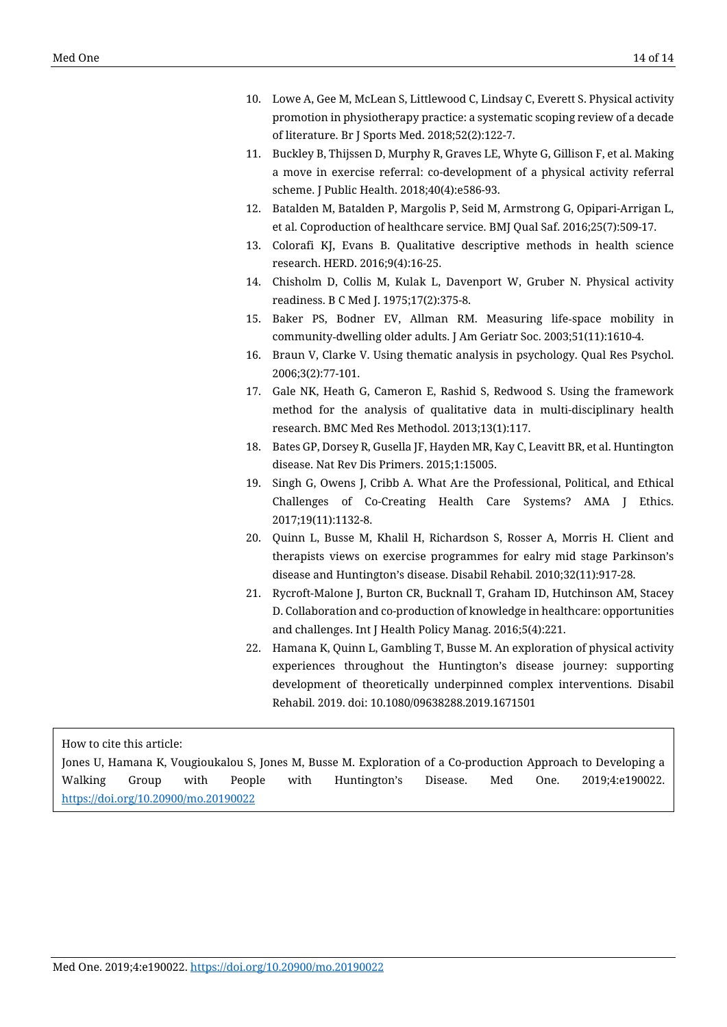10. Lowe A, Gee M, McLean S, Littlewood C, Lindsay C, Everett S. Physical activity promotion in physiotherapy practice: a systematic scoping review of a decade of literature. Br J Sports Med. 2018;52(2):122-7.
11. Buckley B, Thijssen D, Murphy R, Graves LE, Whyte G, Gillison F, et al. Making a move in exercise referral: co-development of a physical activity referral scheme. J Public Health. 2018;40(4):e586-93.
12. Batalden M, Batalden P, Margolis P, Seid M, Armstrong G, Opipari-Arrigan L, et al. Coproduction of healthcare service. BMJ Qual Saf. 2016;25(7):509-17.
13. Colorafi KJ, Evans B. Qualitative descriptive methods in health science research. HERD. 2016;9(4):16-25.
14. Chisholm D, Collis M, Kulak L, Davenport W, Gruber N. Physical activity readiness. B C Med J. 1975;17(2):375-8.
15. Baker PS, Bodner EV, Allman RM. Measuring life-space mobility in community-dwelling older adults. J Am Geriatr Soc. 2003;51(11):1610-4.
16. Braun V, Clarke V. Using thematic analysis in psychology. Qual Res Psychol. 2006;3(2):77-101.
17. Gale NK, Heath G, Cameron E, Rashid S, Redwood S. Using the framework method for the analysis of qualitative data in multi-disciplinary health research. BMC Med Res Methodol. 2013;13(1):117.
18. Bates GP, Dorsey R, Gusella JF, Hayden MR, Kay C, Leavitt BR, et al. Huntington disease. Nat Rev Dis Primers. 2015;1:15005.
19. Singh G, Owens J, Cribb A. What Are the Professional, Political, and Ethical Challenges of Co-Creating Health Care Systems? AMA J Ethics. 2017;19(11):1132-8.
20. Quinn L, Busse M, Khalil H, Richardson S, Rosser A, Morris H. Client and therapists views on exercise programmes for ealry mid stage Parkinson's disease and Huntington's disease. Disabil Rehabil. 2010;32(11):917-28.
21. Rycroft-Malone J, Burton CR, Bucknall T, Graham ID, Hutchinson AM, Stacey D. Collaboration and co-production of knowledge in healthcare: opportunities and challenges. Int J Health Policy Manag. 2016;5(4):221.
22. Hamana K, Quinn L, Gambling T, Busse M. An exploration of physical activity experiences throughout the Huntington's disease journey: supporting development of theoretically underpinned complex interventions. Disabil Rehabil. 2019. doi: 10.1080/09638288.2019.1671501

How to cite this article:
Jones U, Hamana K, Vougioukalou S, Jones M, Busse M. Exploration of a Co-production Approach to Developing a Walking Group with People with Huntington's Disease. Med One. 2019;4:e190022. https://doi.org/10.20900/mo.20190022